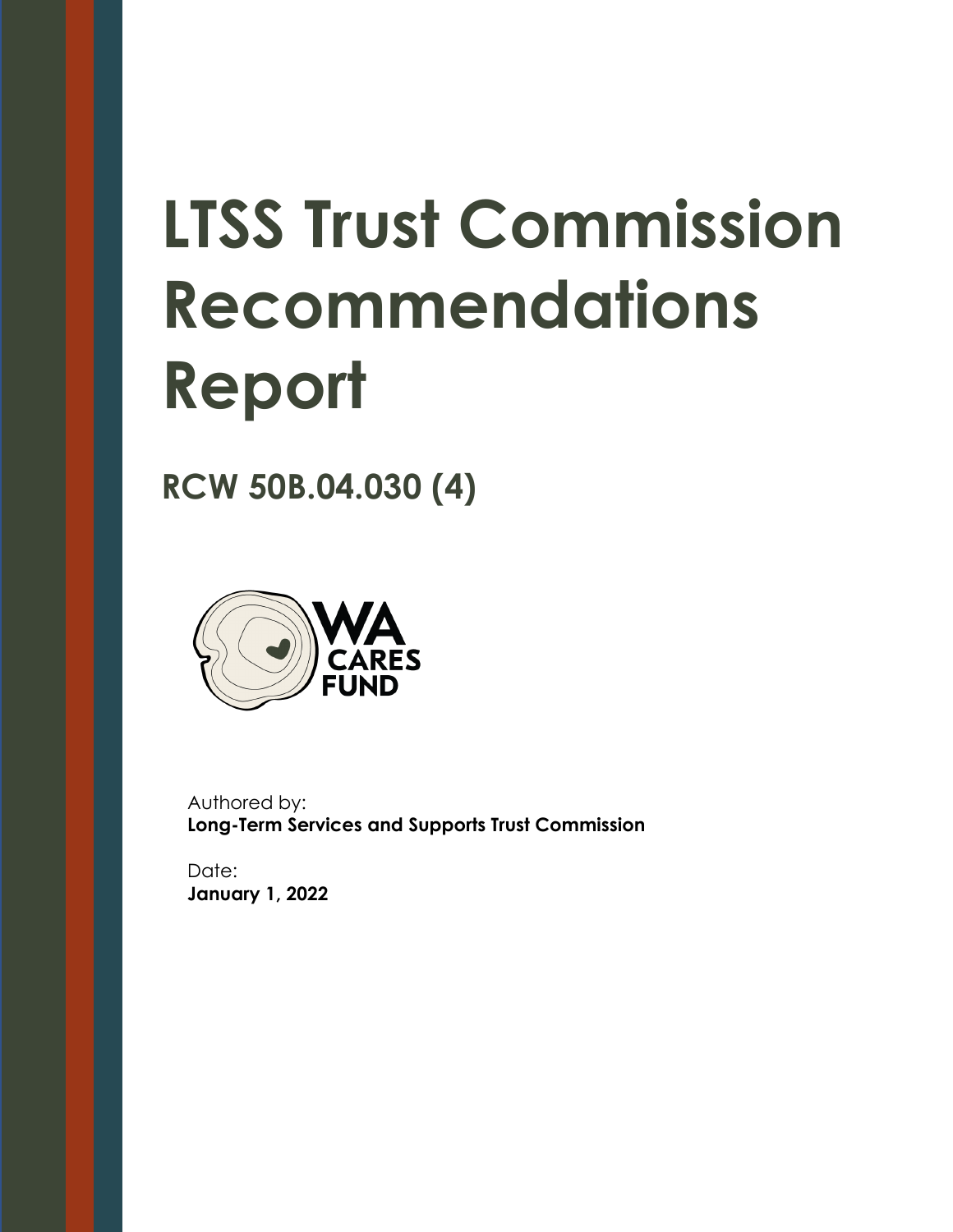# LTSS Trust Commission Recommendations Report

## RCW 50B.04.030 (4)

WA CARES FUND

Authored by:
**Long-Term Services and Supports Trust Commission**

Date:
**January 1, 2022**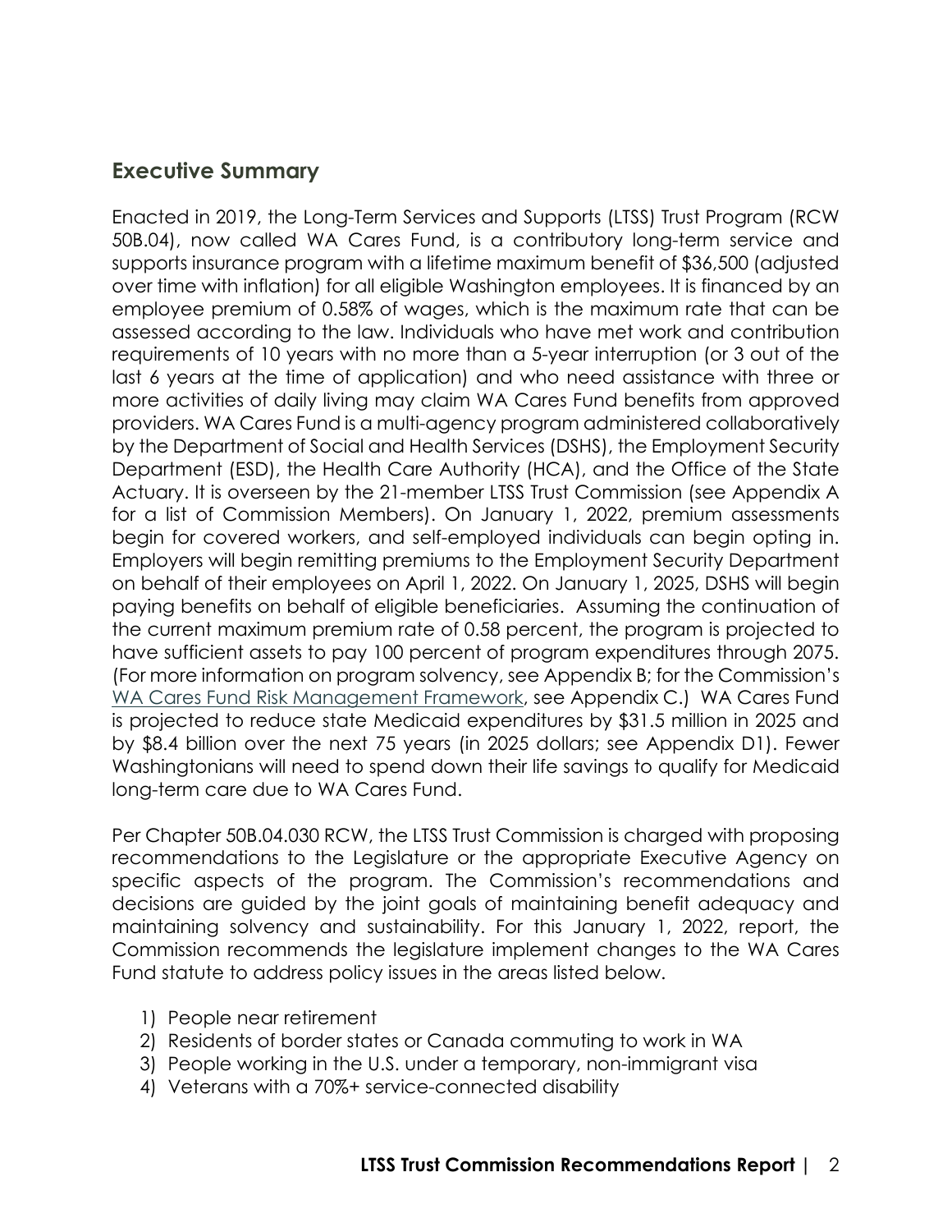## Executive Summary

Enacted in 2019, the Long-Term Services and Supports (LTSS) Trust Program (RCW 50B.04), now called WA Cares Fund, is a contributory long-term service and supports insurance program with a lifetime maximum benefit of $36,500 (adjusted over time with inflation) for all eligible Washington employees. It is financed by an employee premium of 0.58% of wages, which is the maximum rate that can be assessed according to the law. Individuals who have met work and contribution requirements of 10 years with no more than a 5-year interruption (or 3 out of the last 6 years at the time of application) and who need assistance with three or more activities of daily living may claim WA Cares Fund benefits from approved providers. WA Cares Fund is a multi-agency program administered collaboratively by the Department of Social and Health Services (DSHS), the Employment Security Department (ESD), the Health Care Authority (HCA), and the Office of the State Actuary. It is overseen by the 21-member LTSS Trust Commission (see Appendix A for a list of Commission Members). On January 1, 2022, premium assessments begin for covered workers, and self-employed individuals can begin opting in. Employers will begin remitting premiums to the Employment Security Department on behalf of their employees on April 1, 2022. On January 1, 2025, DSHS will begin paying benefits on behalf of eligible beneficiaries. Assuming the continuation of the current maximum premium rate of 0.58 percent, the program is projected to have sufficient assets to pay 100 percent of program expenditures through 2075. (For more information on program solvency, see Appendix B; for the Commission's WA Cares Fund Risk Management Framework, see Appendix C.) WA Cares Fund is projected to reduce state Medicaid expenditures by $31.5 million in 2025 and by $8.4 billion over the next 75 years (in 2025 dollars; see Appendix D1). Fewer Washingtonians will need to spend down their life savings to qualify for Medicaid long-term care due to WA Cares Fund.

Per Chapter 50B.04.030 RCW, the LTSS Trust Commission is charged with proposing recommendations to the Legislature or the appropriate Executive Agency on specific aspects of the program. The Commission's recommendations and decisions are guided by the joint goals of maintaining benefit adequacy and maintaining solvency and sustainability. For this January 1, 2022, report, the Commission recommends the legislature implement changes to the WA Cares Fund statute to address policy issues in the areas listed below.

1) People near retirement
2) Residents of border states or Canada commuting to work in WA
3) People working in the U.S. under a temporary, non-immigrant visa
4) Veterans with a 70%+ service-connected disability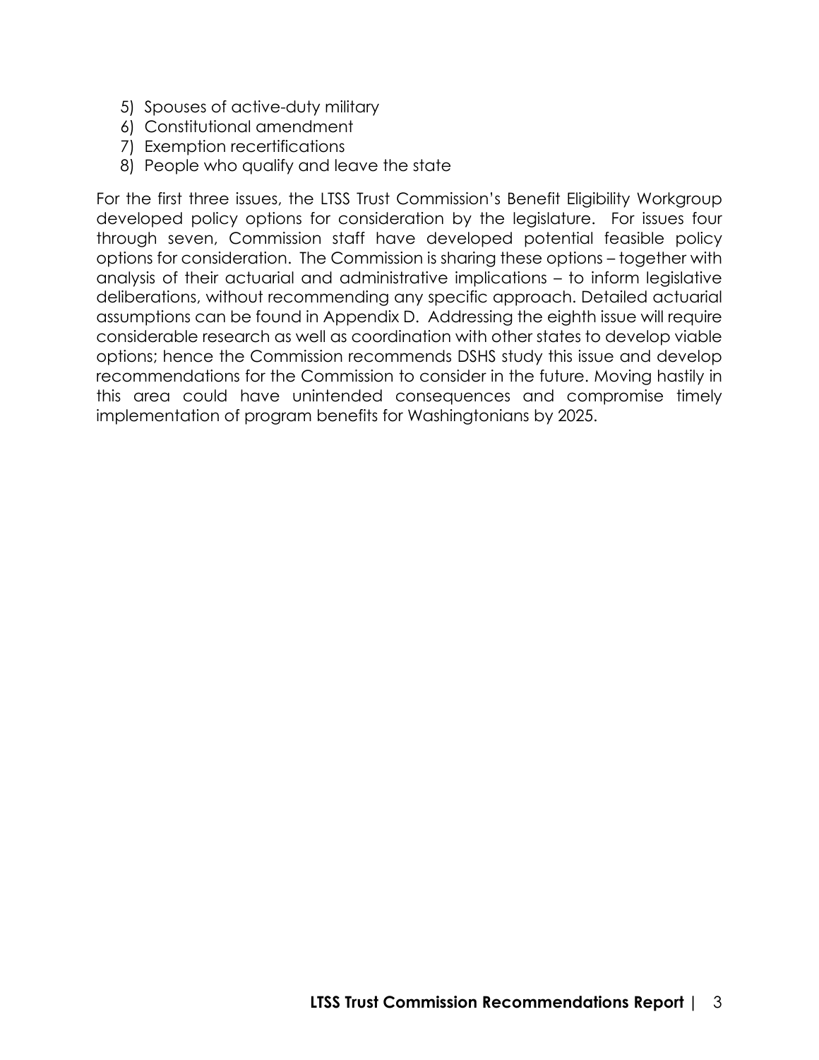5) Spouses of active-duty military
6) Constitutional amendment
7) Exemption recertifications
8) People who qualify and leave the state

For the first three issues, the LTSS Trust Commission's Benefit Eligibility Workgroup developed policy options for consideration by the legislature. For issues four through seven, Commission staff have developed potential feasible policy options for consideration. The Commission is sharing these options – together with analysis of their actuarial and administrative implications – to inform legislative deliberations, without recommending any specific approach. Detailed actuarial assumptions can be found in Appendix D. Addressing the eighth issue will require considerable research as well as coordination with other states to develop viable options; hence the Commission recommends DSHS study this issue and develop recommendations for the Commission to consider in the future. Moving hastily in this area could have unintended consequences and compromise timely implementation of program benefits for Washingtonians by 2025.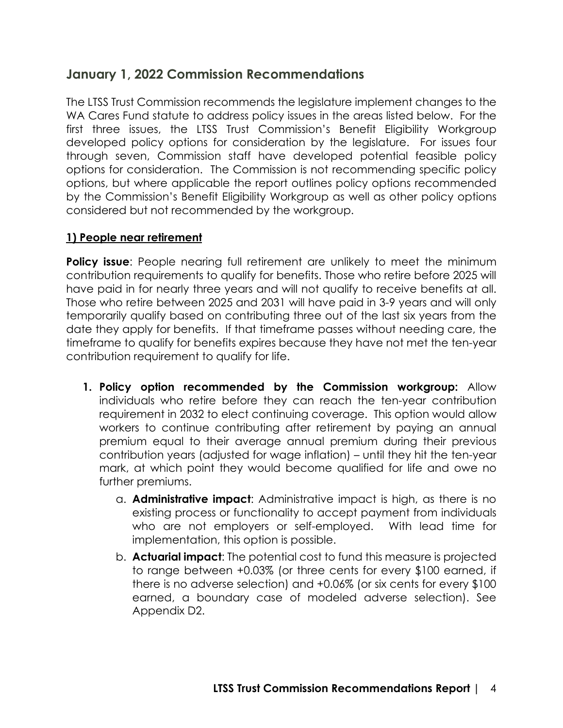## January 1, 2022 Commission Recommendations

The LTSS Trust Commission recommends the legislature implement changes to the WA Cares Fund statute to address policy issues in the areas listed below. For the first three issues, the LTSS Trust Commission's Benefit Eligibility Workgroup developed policy options for consideration by the legislature. For issues four through seven, Commission staff have developed potential feasible policy options for consideration. The Commission is not recommending specific policy options, but where applicable the report outlines policy options recommended by the Commission's Benefit Eligibility Workgroup as well as other policy options considered but not recommended by the workgroup.

### 1) People near retirement

**Policy issue**: People nearing full retirement are unlikely to meet the minimum contribution requirements to qualify for benefits. Those who retire before 2025 will have paid in for nearly three years and will not qualify to receive benefits at all. Those who retire between 2025 and 2031 will have paid in 3-9 years and will only temporarily qualify based on contributing three out of the last six years from the date they apply for benefits. If that timeframe passes without needing care, the timeframe to qualify for benefits expires because they have not met the ten-year contribution requirement to qualify for life.

1. **Policy option recommended by the Commission workgroup:** Allow individuals who retire before they can reach the ten-year contribution requirement in 2032 to elect continuing coverage. This option would allow workers to continue contributing after retirement by paying an annual premium equal to their average annual premium during their previous contribution years (adjusted for wage inflation) – until they hit the ten-year mark, at which point they would become qualified for life and owe no further premiums.
    a. **Administrative impact**: Administrative impact is high, as there is no existing process or functionality to accept payment from individuals who are not employers or self-employed. With lead time for implementation, this option is possible.
    b. **Actuarial impact**: The potential cost to fund this measure is projected to range between +0.03% (or three cents for every $100 earned, if there is no adverse selection) and +0.06% (or six cents for every $100 earned, a boundary case of modeled adverse selection). See Appendix D2.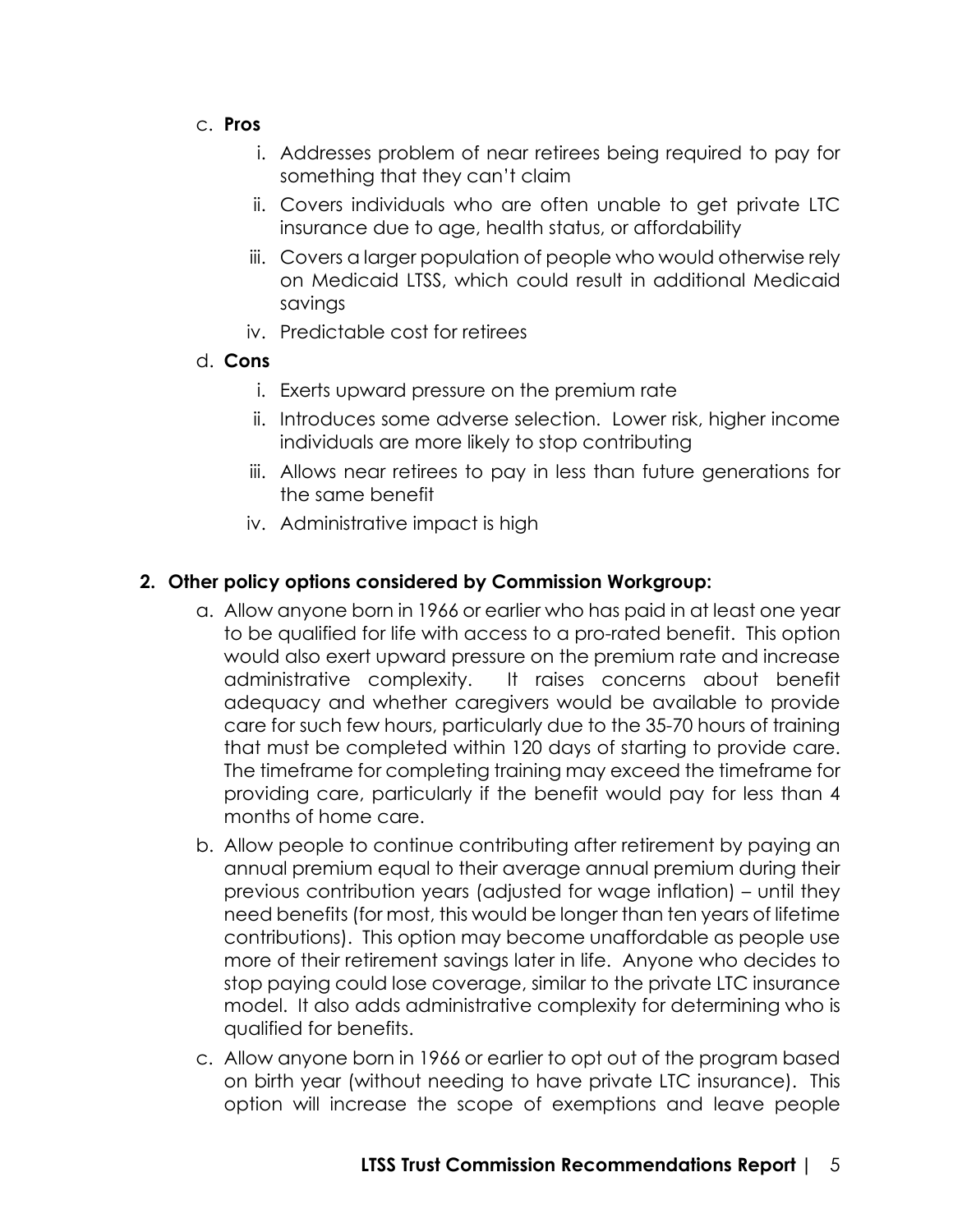c. **Pros**

   i. Addresses problem of near retirees being required to pay for something that they can't claim

   ii. Covers individuals who are often unable to get private LTC insurance due to age, health status, or affordability

   iii. Covers a larger population of people who would otherwise rely on Medicaid LTSS, which could result in additional Medicaid savings

   iv. Predictable cost for retirees

d. **Cons**

   i. Exerts upward pressure on the premium rate

   ii. Introduces some adverse selection. Lower risk, higher income individuals are more likely to stop contributing

   iii. Allows near retirees to pay in less than future generations for the same benefit

   iv. Administrative impact is high

**2. Other policy options considered by Commission Workgroup:**

a. Allow anyone born in 1966 or earlier who has paid in at least one year to be qualified for life with access to a pro-rated benefit. This option would also exert upward pressure on the premium rate and increase administrative complexity. It raises concerns about benefit adequacy and whether caregivers would be available to provide care for such few hours, particularly due to the 35-70 hours of training that must be completed within 120 days of starting to provide care. The timeframe for completing training may exceed the timeframe for providing care, particularly if the benefit would pay for less than 4 months of home care.

b. Allow people to continue contributing after retirement by paying an annual premium equal to their average annual premium during their previous contribution years (adjusted for wage inflation) – until they need benefits (for most, this would be longer than ten years of lifetime contributions). This option may become unaffordable as people use more of their retirement savings later in life. Anyone who decides to stop paying could lose coverage, similar to the private LTC insurance model. It also adds administrative complexity for determining who is qualified for benefits.

c. Allow anyone born in 1966 or earlier to opt out of the program based on birth year (without needing to have private LTC insurance). This option will increase the scope of exemptions and leave people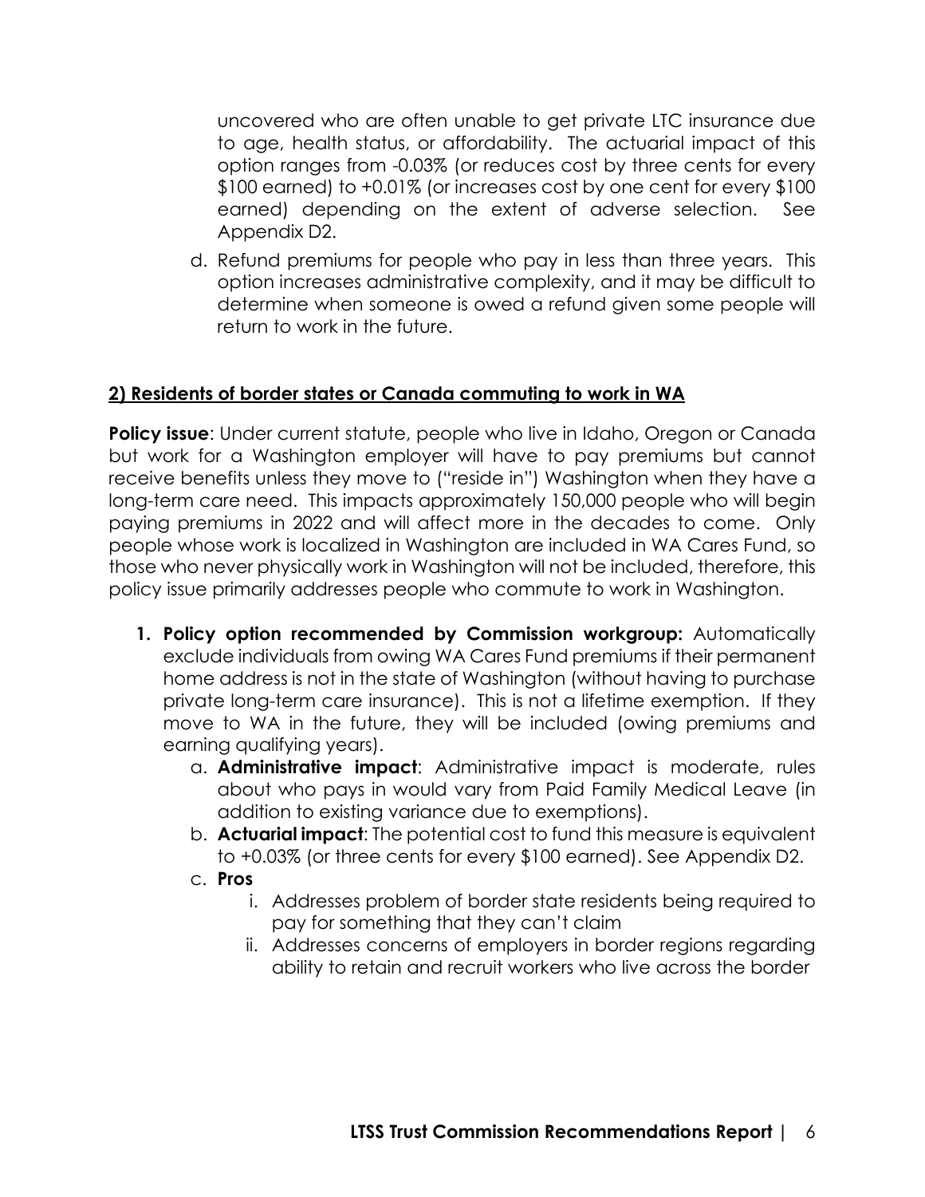uncovered who are often unable to get private LTC insurance due to age, health status, or affordability. The actuarial impact of this option ranges from -0.03% (or reduces cost by three cents for every $100 earned) to +0.01% (or increases cost by one cent for every $100 earned) depending on the extent of adverse selection. See Appendix D2.

d. Refund premiums for people who pay in less than three years. This option increases administrative complexity, and it may be difficult to determine when someone is owed a refund given some people will return to work in the future.

## **2) Residents of border states or Canada commuting to work in WA**

**Policy issue**: Under current statute, people who live in Idaho, Oregon or Canada but work for a Washington employer will have to pay premiums but cannot receive benefits unless they move to ("reside in") Washington when they have a long-term care need. This impacts approximately 150,000 people who will begin paying premiums in 2022 and will affect more in the decades to come. Only people whose work is localized in Washington are included in WA Cares Fund, so those who never physically work in Washington will not be included, therefore, this policy issue primarily addresses people who commute to work in Washington.

1. **Policy option recommended by Commission workgroup:** Automatically exclude individuals from owing WA Cares Fund premiums if their permanent home address is not in the state of Washington (without having to purchase private long-term care insurance). This is not a lifetime exemption. If they move to WA in the future, they will be included (owing premiums and earning qualifying years).
   a. **Administrative impact**: Administrative impact is moderate, rules about who pays in would vary from Paid Family Medical Leave (in addition to existing variance due to exemptions).
   b. **Actuarial impact**: The potential cost to fund this measure is equivalent to +0.03% (or three cents for every $100 earned). See Appendix D2.
   c. **Pros**
      i. Addresses problem of border state residents being required to pay for something that they can't claim
      ii. Addresses concerns of employers in border regions regarding ability to retain and recruit workers who live across the border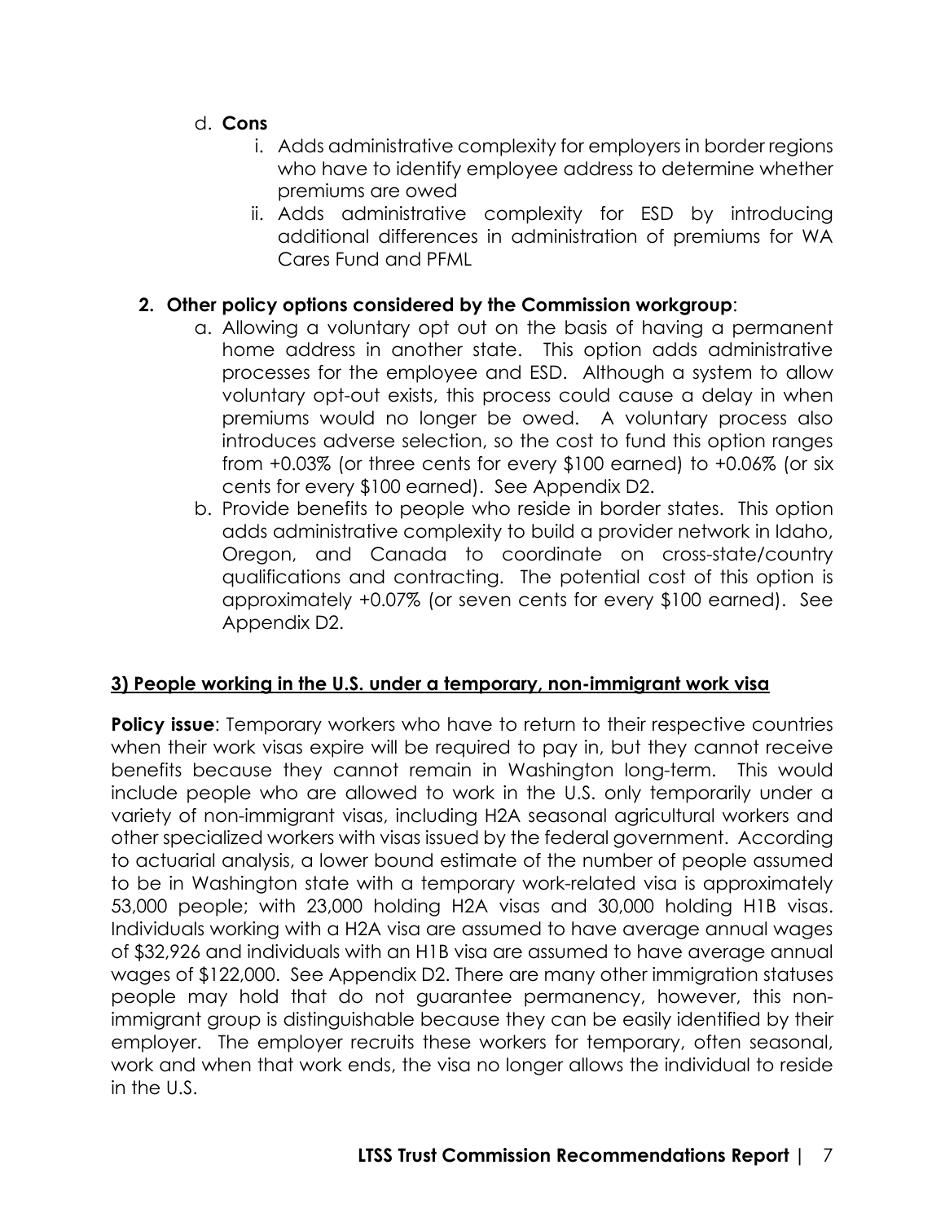d. **Cons**

  i. Adds administrative complexity for employers in border regions who have to identify employee address to determine whether premiums are owed

  ii. Adds administrative complexity for ESD by introducing additional differences in administration of premiums for WA Cares Fund and PFML

**2. Other policy options considered by the Commission workgroup**:

a. Allowing a voluntary opt out on the basis of having a permanent home address in another state. This option adds administrative processes for the employee and ESD. Although a system to allow voluntary opt-out exists, this process could cause a delay in when premiums would no longer be owed. A voluntary process also introduces adverse selection, so the cost to fund this option ranges from +0.03% (or three cents for every $100 earned) to +0.06% (or six cents for every $100 earned). See Appendix D2.

b. Provide benefits to people who reside in border states. This option adds administrative complexity to build a provider network in Idaho, Oregon, and Canada to coordinate on cross-state/country qualifications and contracting. The potential cost of this option is approximately +0.07% (or seven cents for every $100 earned). See Appendix D2.

## 3) People working in the U.S. under a temporary, non-immigrant work visa

**Policy issue**: Temporary workers who have to return to their respective countries when their work visas expire will be required to pay in, but they cannot receive benefits because they cannot remain in Washington long-term. This would include people who are allowed to work in the U.S. only temporarily under a variety of non-immigrant visas, including H2A seasonal agricultural workers and other specialized workers with visas issued by the federal government. According to actuarial analysis, a lower bound estimate of the number of people assumed to be in Washington state with a temporary work-related visa is approximately 53,000 people; with 23,000 holding H2A visas and 30,000 holding H1B visas. Individuals working with a H2A visa are assumed to have average annual wages of $32,926 and individuals with an H1B visa are assumed to have average annual wages of $122,000. See Appendix D2. There are many other immigration statuses people may hold that do not guarantee permanency, however, this non-immigrant group is distinguishable because they can be easily identified by their employer. The employer recruits these workers for temporary, often seasonal, work and when that work ends, the visa no longer allows the individual to reside in the U.S.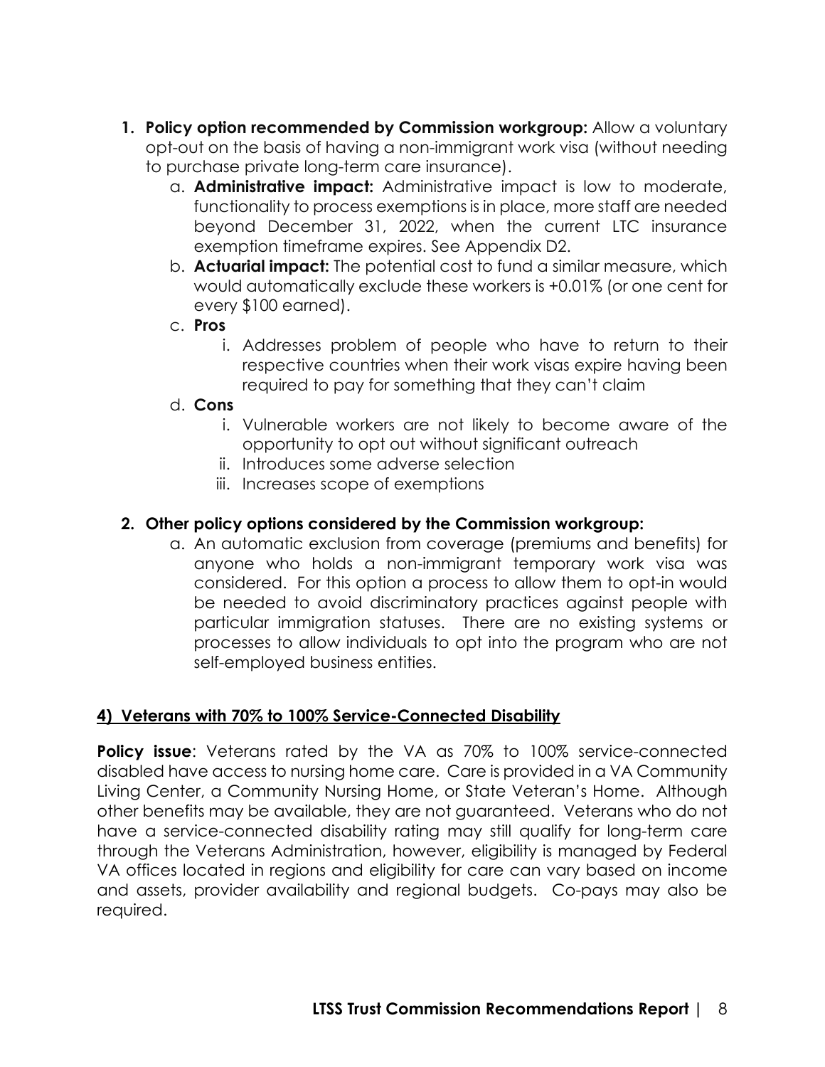1. **Policy option recommended by Commission workgroup:** Allow a voluntary opt-out on the basis of having a non-immigrant work visa (without needing to purchase private long-term care insurance).
    a. **Administrative impact:** Administrative impact is low to moderate, functionality to process exemptions is in place, more staff are needed beyond December 31, 2022, when the current LTC insurance exemption timeframe expires. See Appendix D2.
    b. **Actuarial impact:** The potential cost to fund a similar measure, which would automatically exclude these workers is +0.01% (or one cent for every $100 earned).
    c. **Pros**
        i. Addresses problem of people who have to return to their respective countries when their work visas expire having been required to pay for something that they can't claim
    d. **Cons**
        i. Vulnerable workers are not likely to become aware of the opportunity to opt out without significant outreach
        ii. Introduces some adverse selection
        iii. Increases scope of exemptions

2. **Other policy options considered by the Commission workgroup:**
    a. An automatic exclusion from coverage (premiums and benefits) for anyone who holds a non-immigrant temporary work visa was considered. For this option a process to allow them to opt-in would be needed to avoid discriminatory practices against people with particular immigration statuses. There are no existing systems or processes to allow individuals to opt into the program who are not self-employed business entities.

## 4) Veterans with 70% to 100% Service-Connected Disability

**Policy issue**: Veterans rated by the VA as 70% to 100% service-connected disabled have access to nursing home care. Care is provided in a VA Community Living Center, a Community Nursing Home, or State Veteran's Home. Although other benefits may be available, they are not guaranteed. Veterans who do not have a service-connected disability rating may still qualify for long-term care through the Veterans Administration, however, eligibility is managed by Federal VA offices located in regions and eligibility for care can vary based on income and assets, provider availability and regional budgets. Co-pays may also be required.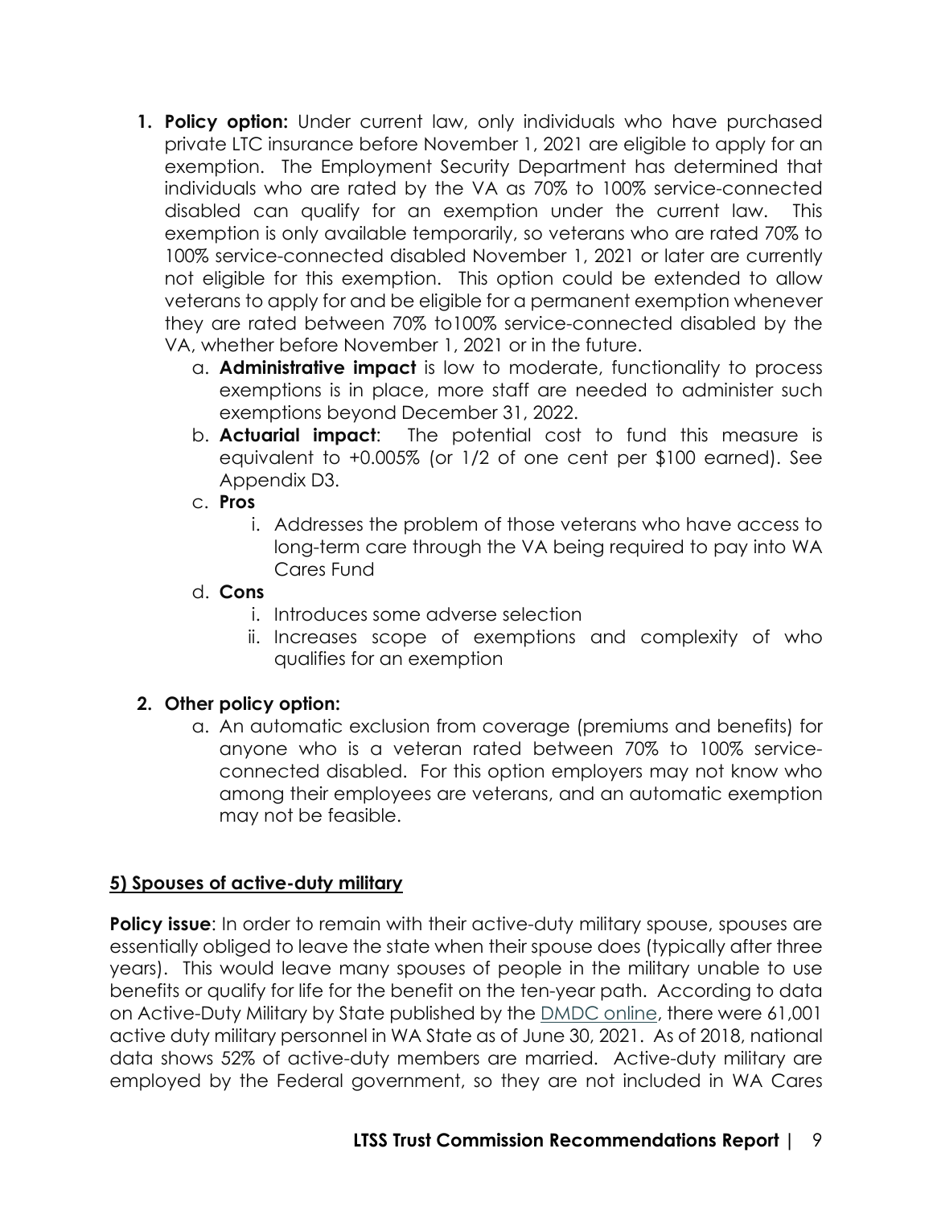1. **Policy option:** Under current law, only individuals who have purchased private LTC insurance before November 1, 2021 are eligible to apply for an exemption. The Employment Security Department has determined that individuals who are rated by the VA as 70% to 100% service-connected disabled can qualify for an exemption under the current law. This exemption is only available temporarily, so veterans who are rated 70% to 100% service-connected disabled November 1, 2021 or later are currently not eligible for this exemption. This option could be extended to allow veterans to apply for and be eligible for a permanent exemption whenever they are rated between 70% to100% service-connected disabled by the VA, whether before November 1, 2021 or in the future.
    a. **Administrative impact** is low to moderate, functionality to process exemptions is in place, more staff are needed to administer such exemptions beyond December 31, 2022.
    b. **Actuarial impact**: The potential cost to fund this measure is equivalent to +0.005% (or 1/2 of one cent per $100 earned). See Appendix D3.
    c. **Pros**
        i. Addresses the problem of those veterans who have access to long-term care through the VA being required to pay into WA Cares Fund
    d. **Cons**
        i. Introduces some adverse selection
        ii. Increases scope of exemptions and complexity of who qualifies for an exemption

2. **Other policy option:**
    a. An automatic exclusion from coverage (premiums and benefits) for anyone who is a veteran rated between 70% to 100% service-connected disabled. For this option employers may not know who among their employees are veterans, and an automatic exemption may not be feasible.

**<u>5) Spouses of active-duty military</u>**

**Policy issue**: In order to remain with their active-duty military spouse, spouses are essentially obliged to leave the state when their spouse does (typically after three years). This would leave many spouses of people in the military unable to use benefits or qualify for life for the benefit on the ten-year path. According to data on Active-Duty Military by State published by the DMDC online, there were 61,001 active duty military personnel in WA State as of June 30, 2021. As of 2018, national data shows 52% of active-duty members are married. Active-duty military are employed by the Federal government, so they are not included in WA Cares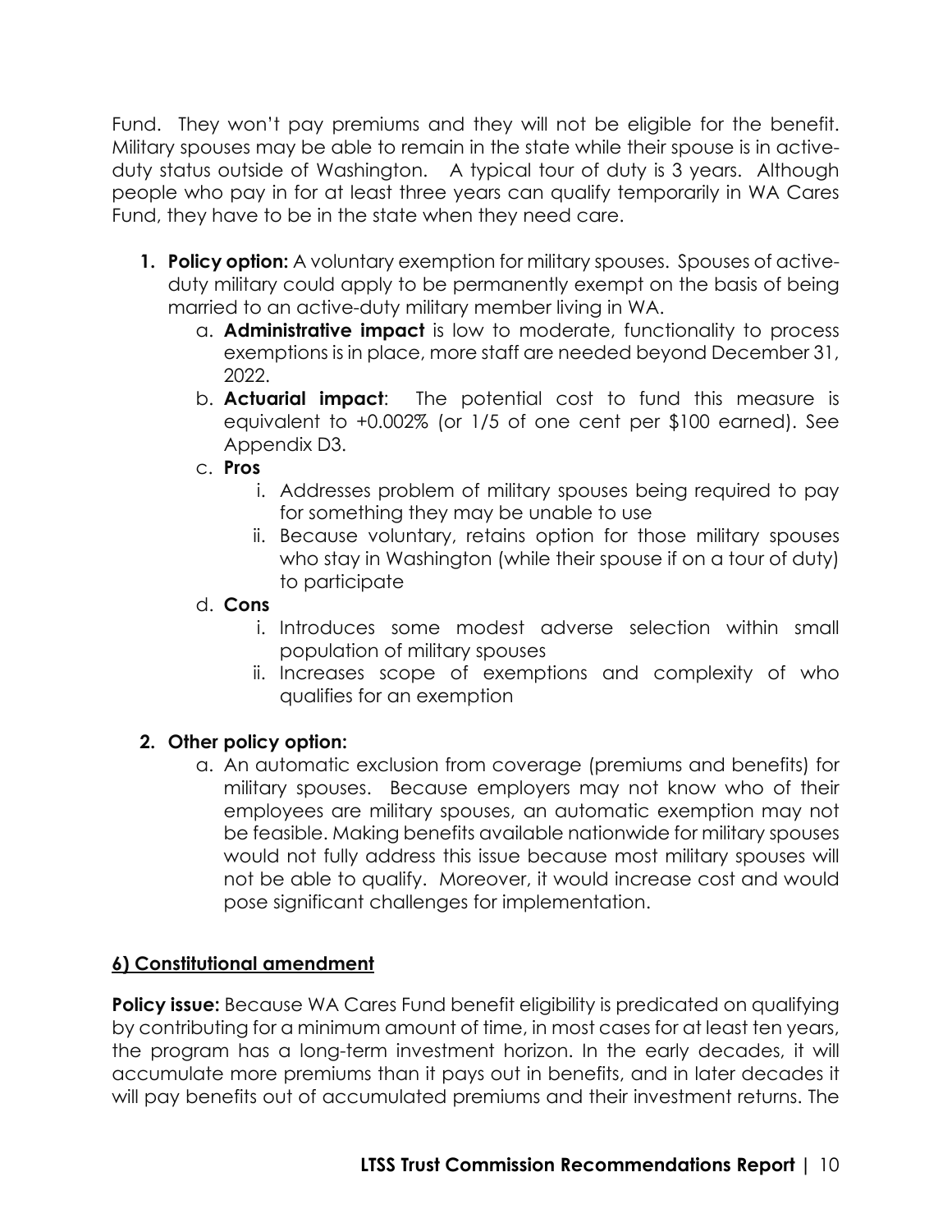Fund. They won't pay premiums and they will not be eligible for the benefit. Military spouses may be able to remain in the state while their spouse is in active-duty status outside of Washington. A typical tour of duty is 3 years. Although people who pay in for at least three years can qualify temporarily in WA Cares Fund, they have to be in the state when they need care.

1. **Policy option:** A voluntary exemption for military spouses. Spouses of active-duty military could apply to be permanently exempt on the basis of being married to an active-duty military member living in WA.
    a. **Administrative impact** is low to moderate, functionality to process exemptions is in place, more staff are needed beyond December 31, 2022.
    b. **Actuarial impact**: The potential cost to fund this measure is equivalent to +0.002% (or 1/5 of one cent per $100 earned). See Appendix D3.
    c. **Pros**
        i. Addresses problem of military spouses being required to pay for something they may be unable to use
        ii. Because voluntary, retains option for those military spouses who stay in Washington (while their spouse if on a tour of duty) to participate
    d. **Cons**
        i. Introduces some modest adverse selection within small population of military spouses
        ii. Increases scope of exemptions and complexity of who qualifies for an exemption

2. **Other policy option:**
    a. An automatic exclusion from coverage (premiums and benefits) for military spouses. Because employers may not know who of their employees are military spouses, an automatic exemption may not be feasible. Making benefits available nationwide for military spouses would not fully address this issue because most military spouses will not be able to qualify. Moreover, it would increase cost and would pose significant challenges for implementation.

## 6) Constitutional amendment

**Policy issue:** Because WA Cares Fund benefit eligibility is predicated on qualifying by contributing for a minimum amount of time, in most cases for at least ten years, the program has a long-term investment horizon. In the early decades, it will accumulate more premiums than it pays out in benefits, and in later decades it will pay benefits out of accumulated premiums and their investment returns. The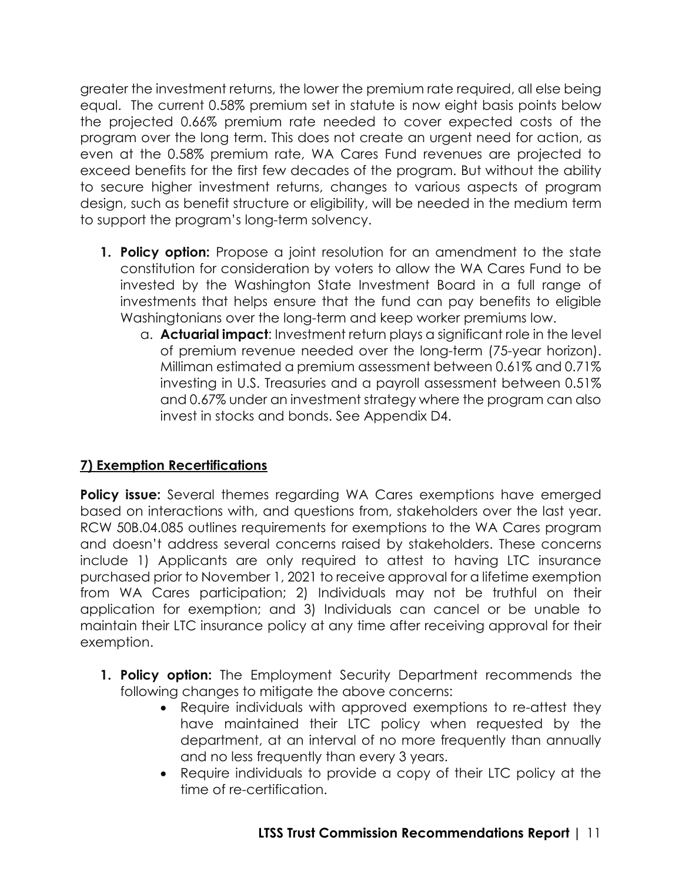greater the investment returns, the lower the premium rate required, all else being equal. The current 0.58% premium set in statute is now eight basis points below the projected 0.66% premium rate needed to cover expected costs of the program over the long term. This does not create an urgent need for action, as even at the 0.58% premium rate, WA Cares Fund revenues are projected to exceed benefits for the first few decades of the program. But without the ability to secure higher investment returns, changes to various aspects of program design, such as benefit structure or eligibility, will be needed in the medium term to support the program's long-term solvency.

1. **Policy option:** Propose a joint resolution for an amendment to the state constitution for consideration by voters to allow the WA Cares Fund to be invested by the Washington State Investment Board in a full range of investments that helps ensure that the fund can pay benefits to eligible Washingtonians over the long-term and keep worker premiums low.
   a. **Actuarial impact**: Investment return plays a significant role in the level of premium revenue needed over the long-term (75-year horizon). Milliman estimated a premium assessment between 0.61% and 0.71% investing in U.S. Treasuries and a payroll assessment between 0.51% and 0.67% under an investment strategy where the program can also invest in stocks and bonds. See Appendix D4.

## 7) Exemption Recertifications

**Policy issue:** Several themes regarding WA Cares exemptions have emerged based on interactions with, and questions from, stakeholders over the last year. RCW 50B.04.085 outlines requirements for exemptions to the WA Cares program and doesn't address several concerns raised by stakeholders. These concerns include 1) Applicants are only required to attest to having LTC insurance purchased prior to November 1, 2021 to receive approval for a lifetime exemption from WA Cares participation; 2) Individuals may not be truthful on their application for exemption; and 3) Individuals can cancel or be unable to maintain their LTC insurance policy at any time after receiving approval for their exemption.

1. **Policy option:** The Employment Security Department recommends the following changes to mitigate the above concerns:
   - Require individuals with approved exemptions to re-attest they have maintained their LTC policy when requested by the department, at an interval of no more frequently than annually and no less frequently than every 3 years.
   - Require individuals to provide a copy of their LTC policy at the time of re-certification.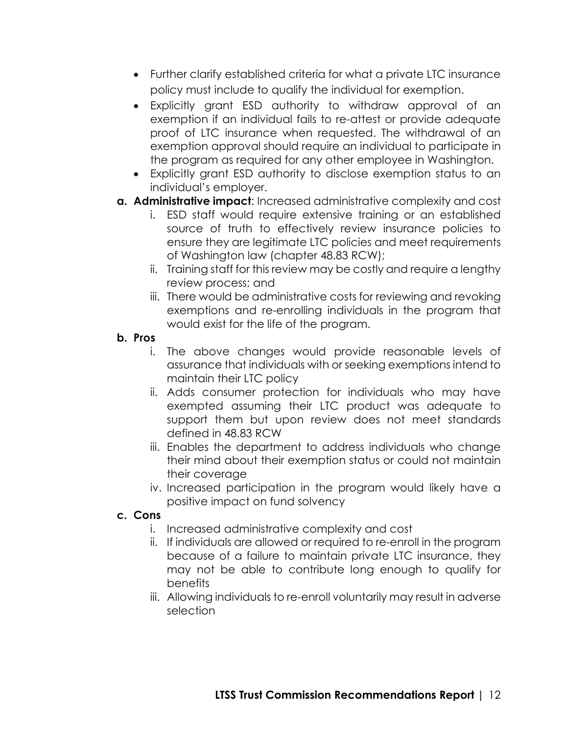- Further clarify established criteria for what a private LTC insurance policy must include to qualify the individual for exemption.
- Explicitly grant ESD authority to withdraw approval of an exemption if an individual fails to re-attest or provide adequate proof of LTC insurance when requested. The withdrawal of an exemption approval should require an individual to participate in the program as required for any other employee in Washington.
- Explicitly grant ESD authority to disclose exemption status to an individual's employer.

a. **Administrative impact**: Increased administrative complexity and cost
   i. ESD staff would require extensive training or an established source of truth to effectively review insurance policies to ensure they are legitimate LTC policies and meet requirements of Washington law (chapter 48.83 RCW);
   ii. Training staff for this review may be costly and require a lengthy review process; and
   iii. There would be administrative costs for reviewing and revoking exemptions and re-enrolling individuals in the program that would exist for the life of the program.

b. **Pros**
   i. The above changes would provide reasonable levels of assurance that individuals with or seeking exemptions intend to maintain their LTC policy
   ii. Adds consumer protection for individuals who may have exempted assuming their LTC product was adequate to support them but upon review does not meet standards defined in 48.83 RCW
   iii. Enables the department to address individuals who change their mind about their exemption status or could not maintain their coverage
   iv. Increased participation in the program would likely have a positive impact on fund solvency

c. **Cons**
   i. Increased administrative complexity and cost
   ii. If individuals are allowed or required to re-enroll in the program because of a failure to maintain private LTC insurance, they may not be able to contribute long enough to qualify for benefits
   iii. Allowing individuals to re-enroll voluntarily may result in adverse selection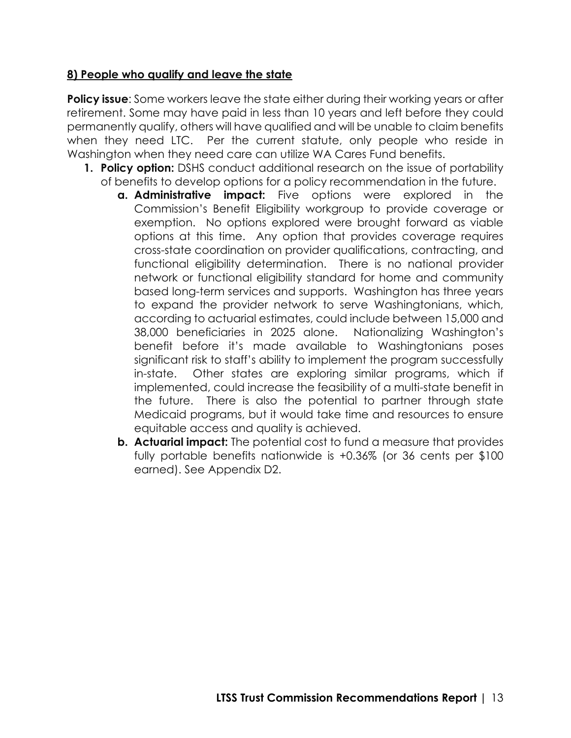### **8) People who qualify and leave the state**

**Policy issue**: Some workers leave the state either during their working years or after retirement. Some may have paid in less than 10 years and left before they could permanently qualify, others will have qualified and will be unable to claim benefits when they need LTC. Per the current statute, only people who reside in Washington when they need care can utilize WA Cares Fund benefits.

1. **Policy option:** DSHS conduct additional research on the issue of portability of benefits to develop options for a policy recommendation in the future.
    a. **Administrative impact:** Five options were explored in the Commission's Benefit Eligibility workgroup to provide coverage or exemption. No options explored were brought forward as viable options at this time. Any option that provides coverage requires cross-state coordination on provider qualifications, contracting, and functional eligibility determination. There is no national provider network or functional eligibility standard for home and community based long-term services and supports. Washington has three years to expand the provider network to serve Washingtonians, which, according to actuarial estimates, could include between 15,000 and 38,000 beneficiaries in 2025 alone. Nationalizing Washington's benefit before it's made available to Washingtonians poses significant risk to staff's ability to implement the program successfully in-state. Other states are exploring similar programs, which if implemented, could increase the feasibility of a multi-state benefit in the future. There is also the potential to partner through state Medicaid programs, but it would take time and resources to ensure equitable access and quality is achieved.
    b. **Actuarial impact:** The potential cost to fund a measure that provides fully portable benefits nationwide is +0.36% (or 36 cents per $100 earned). See Appendix D2.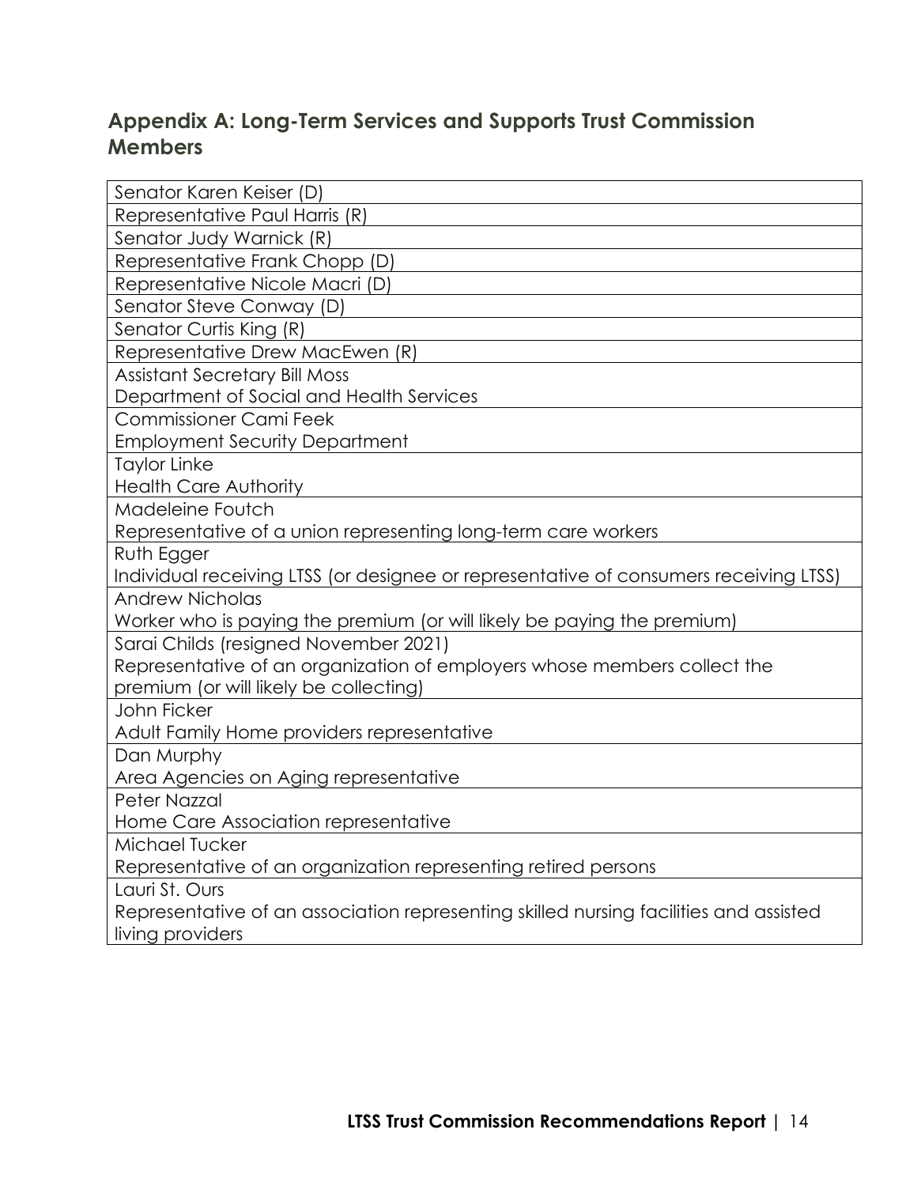## Appendix A: Long-Term Services and Supports Trust Commission Members

| Members |
| --- |
| Senator Karen Keiser (D) |
| Representative Paul Harris (R) |
| Senator Judy Warnick (R) |
| Representative Frank Chopp (D) |
| Representative Nicole Macri (D) |
| Senator Steve Conway (D) |
| Senator Curtis King (R) |
| Representative Drew MacEwen (R) |
| Assistant Secretary Bill Moss<br>Department of Social and Health Services |
| Commissioner Cami Feek<br>Employment Security Department |
| Taylor Linke<br>Health Care Authority |
| Madeleine Foutch<br>Representative of a union representing long-term care workers |
| Ruth Egger<br>Individual receiving LTSS (or designee or representative of consumers receiving LTSS) |
| Andrew Nicholas<br>Worker who is paying the premium (or will likely be paying the premium) |
| Sarai Childs (resigned November 2021)<br>Representative of an organization of employers whose members collect the premium (or will likely be collecting) |
| John Ficker<br>Adult Family Home providers representative |
| Dan Murphy<br>Area Agencies on Aging representative |
| Peter Nazzal<br>Home Care Association representative |
| Michael Tucker<br>Representative of an organization representing retired persons |
| Lauri St. Ours<br>Representative of an association representing skilled nursing facilities and assisted living providers |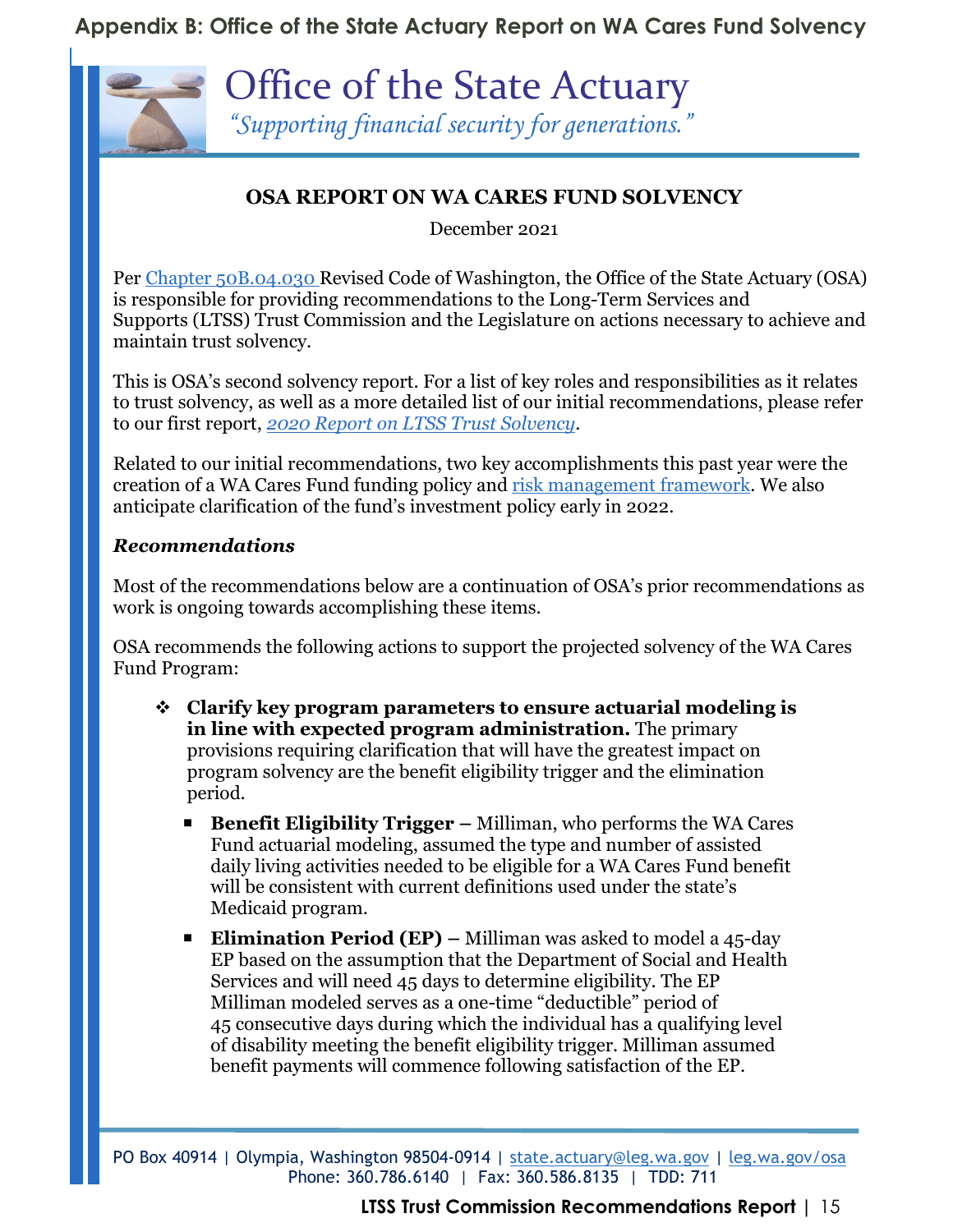## Appendix B: Office of the State Actuary Report on WA Cares Fund Solvency

# Office of the State Actuary

*"Supporting financial security for generations."*

### OSA REPORT ON WA CARES FUND SOLVENCY

December 2021

Per Chapter 50B.04.030 Revised Code of Washington, the Office of the State Actuary (OSA) is responsible for providing recommendations to the Long-Term Services and Supports (LTSS) Trust Commission and the Legislature on actions necessary to achieve and maintain trust solvency.

This is OSA's second solvency report. For a list of key roles and responsibilities as it relates to trust solvency, as well as a more detailed list of our initial recommendations, please refer to our first report, *2020 Report on LTSS Trust Solvency*.

Related to our initial recommendations, two key accomplishments this past year were the creation of a WA Cares Fund funding policy and risk management framework. We also anticipate clarification of the fund's investment policy early in 2022.

***Recommendations***

Most of the recommendations below are a continuation of OSA's prior recommendations as work is ongoing towards accomplishing these items.

OSA recommends the following actions to support the projected solvency of the WA Cares Fund Program:

- **Clarify key program parameters to ensure actuarial modeling is in line with expected program administration.** The primary provisions requiring clarification that will have the greatest impact on program solvency are the benefit eligibility trigger and the elimination period.
  - **Benefit Eligibility Trigger** – Milliman, who performs the WA Cares Fund actuarial modeling, assumed the type and number of assisted daily living activities needed to be eligible for a WA Cares Fund benefit will be consistent with current definitions used under the state's Medicaid program.
  - **Elimination Period (EP)** – Milliman was asked to model a 45-day EP based on the assumption that the Department of Social and Health Services and will need 45 days to determine eligibility. The EP Milliman modeled serves as a one-time "deductible" period of 45 consecutive days during which the individual has a qualifying level of disability meeting the benefit eligibility trigger. Milliman assumed benefit payments will commence following satisfaction of the EP.

PO Box 40914 | Olympia, Washington 98504-0914 | state.actuary@leg.wa.gov | leg.wa.gov/osa
Phone: 360.786.6140 | Fax: 360.586.8135 | TDD: 711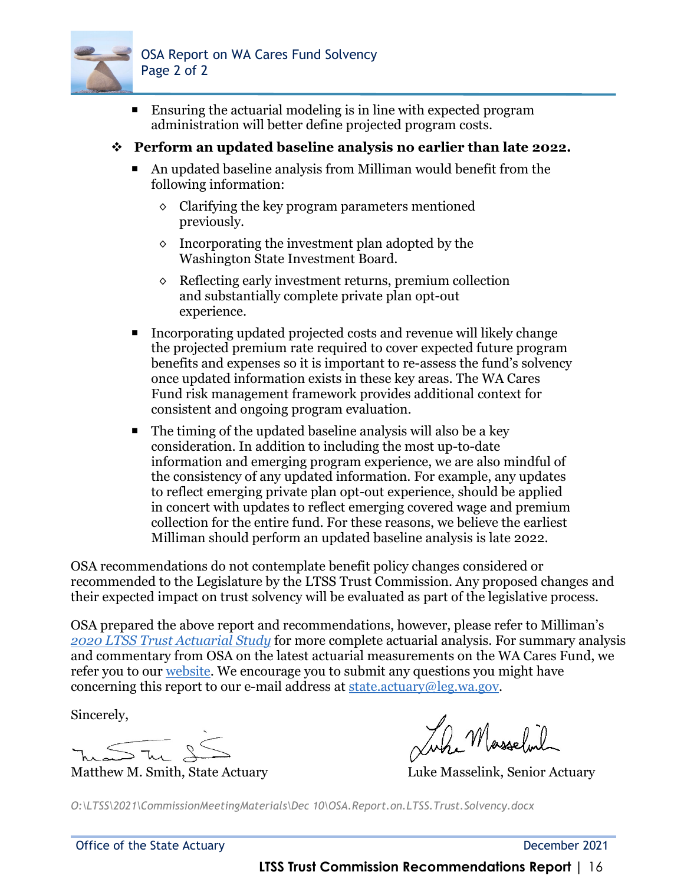- Ensuring the actuarial modeling is in line with expected program administration will better define projected program costs.

- **Perform an updated baseline analysis no earlier than late 2022.**
  - An updated baseline analysis from Milliman would benefit from the following information:
    - Clarifying the key program parameters mentioned previously.
    - Incorporating the investment plan adopted by the Washington State Investment Board.
    - Reflecting early investment returns, premium collection and substantially complete private plan opt-out experience.
  - Incorporating updated projected costs and revenue will likely change the projected premium rate required to cover expected future program benefits and expenses so it is important to re-assess the fund's solvency once updated information exists in these key areas. The WA Cares Fund risk management framework provides additional context for consistent and ongoing program evaluation.
  - The timing of the updated baseline analysis will also be a key consideration. In addition to including the most up-to-date information and emerging program experience, we are also mindful of the consistency of any updated information. For example, any updates to reflect emerging private plan opt-out experience, should be applied in concert with updates to reflect emerging covered wage and premium collection for the entire fund. For these reasons, we believe the earliest Milliman should perform an updated baseline analysis is late 2022.

OSA recommendations do not contemplate benefit policy changes considered or recommended to the Legislature by the LTSS Trust Commission. Any proposed changes and their expected impact on trust solvency will be evaluated as part of the legislative process.

OSA prepared the above report and recommendations, however, please refer to Milliman's *2020 LTSS Trust Actuarial Study* for more complete actuarial analysis. For summary analysis and commentary from OSA on the latest actuarial measurements on the WA Cares Fund, we refer you to our website. We encourage you to submit any questions you might have concerning this report to our e-mail address at state.actuary@leg.wa.gov.

Sincerely,

Matthew M. Smith, State Actuary

Luke Masselink, Senior Actuary

*O:\LTSS\2021\CommissionMeetingMaterials\Dec 10\OSA.Report.on.LTSS.Trust.Solvency.docx*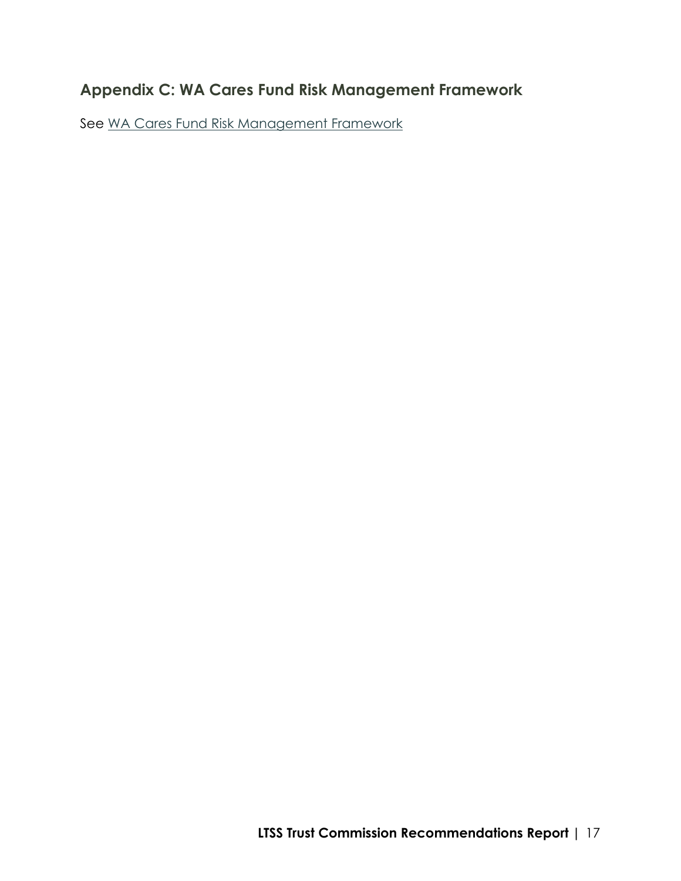## Appendix C: WA Cares Fund Risk Management Framework

See WA Cares Fund Risk Management Framework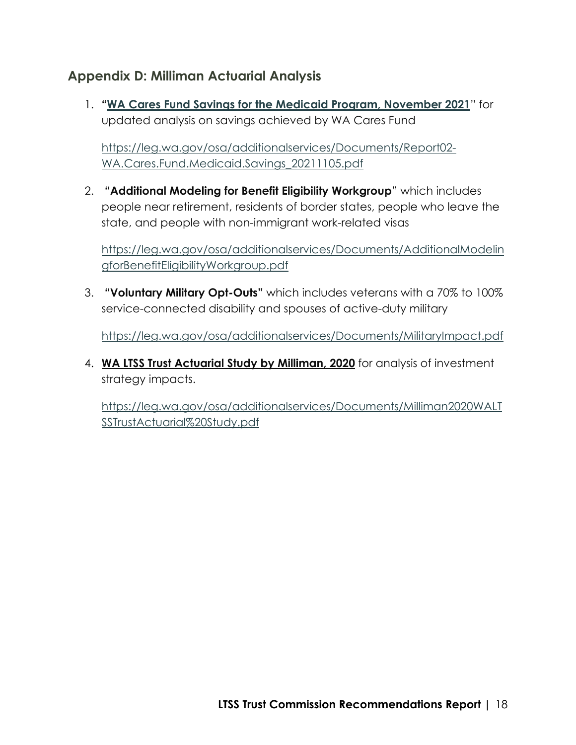## Appendix D: Milliman Actuarial Analysis

1. **"WA Cares Fund Savings for the Medicaid Program, November 2021"** for updated analysis on savings achieved by WA Cares Fund

   https://leg.wa.gov/osa/additionalservices/Documents/Report02-WA.Cares.Fund.Medicaid.Savings_20211105.pdf

2. **"Additional Modeling for Benefit Eligibility Workgroup"** which includes people near retirement, residents of border states, people who leave the state, and people with non-immigrant work-related visas

   https://leg.wa.gov/osa/additionalservices/Documents/AdditionalModelingforBenefitEligibilityWorkgroup.pdf

3. **"Voluntary Military Opt-Outs"** which includes veterans with a 70% to 100% service-connected disability and spouses of active-duty military

   https://leg.wa.gov/osa/additionalservices/Documents/MilitaryImpact.pdf

4. **WA LTSS Trust Actuarial Study by Milliman, 2020** for analysis of investment strategy impacts.

   https://leg.wa.gov/osa/additionalservices/Documents/Milliman2020WALTSSTrustActuarial%20Study.pdf